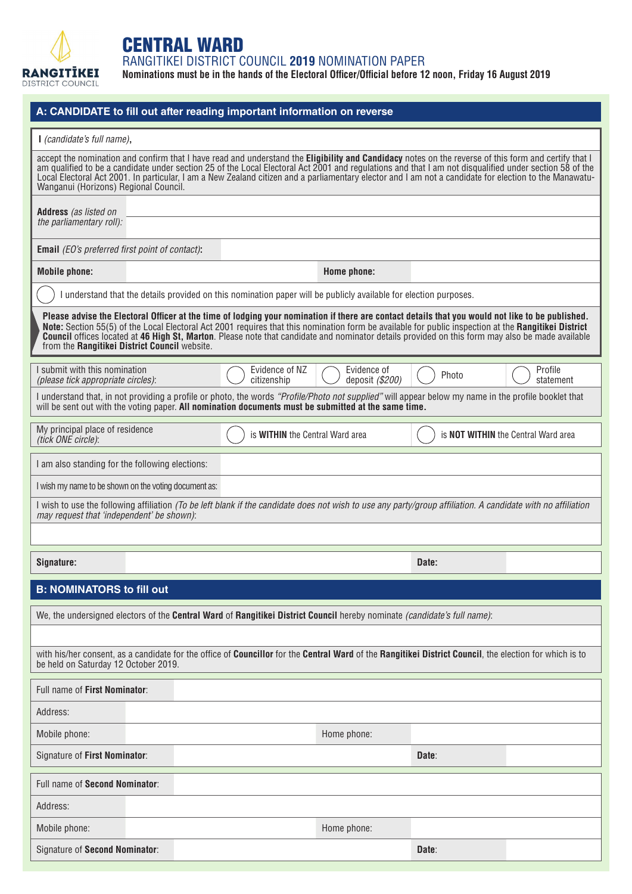RANGITĪKEI DISTRICT COUNCIL

# CENTRAL WARD

## RANGITIKEI DISTRICT COUNCIL **2019** NOMINATION PAPER

**Nominations must be in the hands of the Electoral Officer/Official before 12 noon, Friday 16 August 2019**

## A: CANDIDATE to fill out after reading important information on reverse

I *(candidate's full name)*,

accept the nomination and confirm that I have read and understand the **Eligibility and Candidacy** notes on the reverse of this form and certify that I am qualified to be a candidate under section 25 of the Local Electoral Act 2001 and regulations and that I am not disqualified under section 58 of the Local Electoral Act 2001. In particular, I am a New Zealand citizen and a parliamentary elector and I am not a candidate for election to the Manawatu-Wanganui (Horizons) Regional Council.

| | |
|---|---|
| **Address** *(as listed on the parliamentary roll)*: | |
| **Email** *(EO's preferred first point of contact)*: | |

| | | | |
|---|---|---|---|
| **Mobile phone:** | | **Home phone:** | |

◯ I understand that the details provided on this nomination paper will be publicly available for election purposes.

**Please advise the Electoral Officer at the time of lodging your nomination if there are contact details that you would not like to be published.**
**Note:** Section 55(5) of the Local Electoral Act 2001 requires that this nomination form be available for public inspection at the **Rangitikei District Council** offices located at **46 High St, Marton**. Please note that candidate and nominator details provided on this form may also be made available from the **Rangitikei District Council** website.

| I submit with this nomination *(please tick appropriate circles)*: | ◯ Evidence of NZ citizenship | ◯ Evidence of deposit *($200)* | ◯ Photo | ◯ Profile statement |
|---|---|---|---|---|

I understand that, in not providing a profile or photo, the words *"Profile/Photo not supplied"* will appear below my name in the profile booklet that will be sent out with the voting paper. **All nomination documents must be submitted at the same time.**

| My principal place of residence *(tick ONE circle)*: | ◯ is **WITHIN** the Central Ward area | ◯ is **NOT WITHIN** the Central Ward area |
|---|---|---|

| | |
|---|---|
| I am also standing for the following elections: | |
| I wish my name to be shown on the voting document as: | |

I wish to use the following affiliation *(To be left blank if the candidate does not wish to use any party/group affiliation. A candidate with no affiliation may request that 'independent' be shown)*:

| | | | |
|---|---|---|---|
| **Signature:** | | **Date:** | |

## B: NOMINATORS to fill out

We, the undersigned electors of the **Central Ward** of **Rangitikei District Council** hereby nominate *(candidate's full name)*:

with his/her consent, as a candidate for the office of **Councillor** for the **Central Ward** of the **Rangitikei District Council**, the election for which is to be held on Saturday 12 October 2019.

| | | | |
|---|---|---|---|
| Full name of **First Nominator**: | | | |
| Address: | | | |
| Mobile phone: | | Home phone: | |
| Signature of **First Nominator**: | | **Date**: | |

| | | | |
|---|---|---|---|
| Full name of **Second Nominator**: | | | |
| Address: | | | |
| Mobile phone: | | Home phone: | |
| Signature of **Second Nominator**: | | **Date**: | |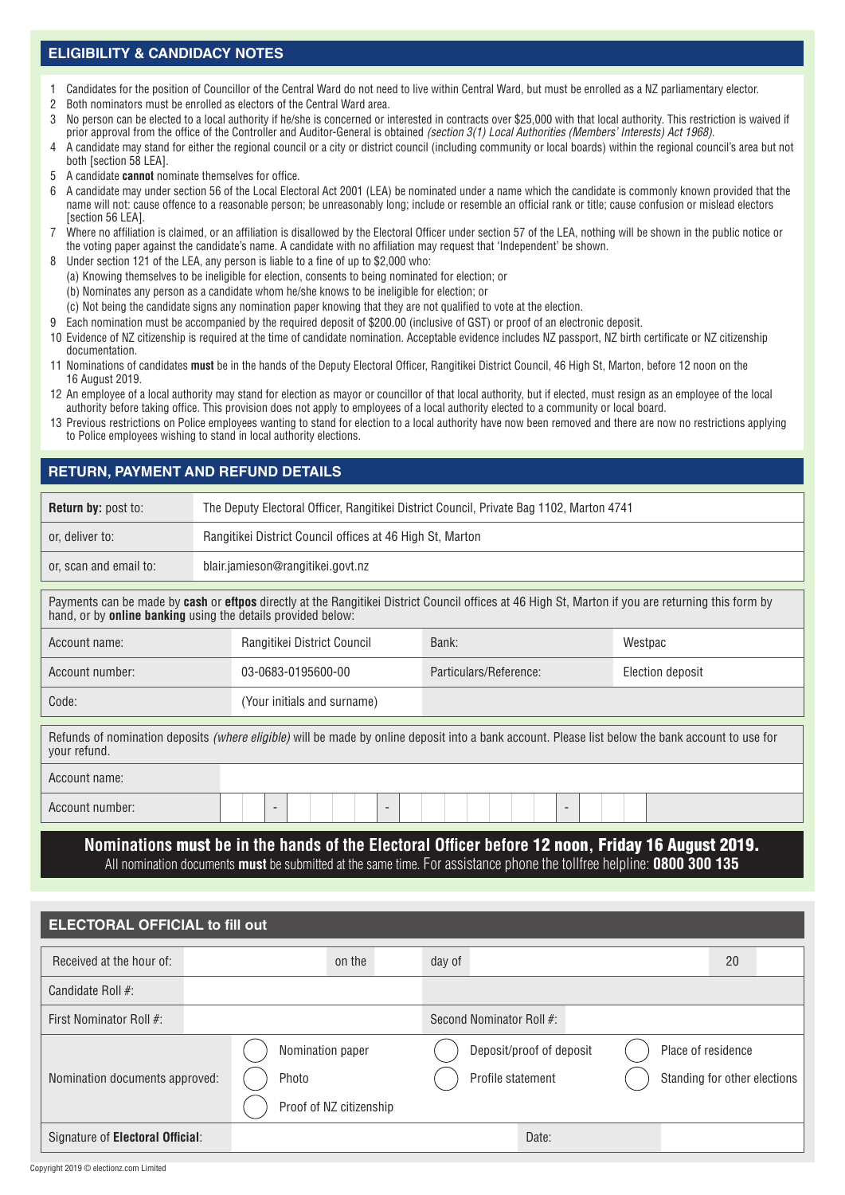## ELIGIBILITY & CANDIDACY NOTES

1. Candidates for the position of Councillor of the Central Ward do not need to live within Central Ward, but must be enrolled as a NZ parliamentary elector.
2. Both nominators must be enrolled as electors of the Central Ward area.
3. No person can be elected to a local authority if he/she is concerned or interested in contracts over $25,000 with that local authority. This restriction is waived if prior approval from the office of the Controller and Auditor-General is obtained *(section 3(1) Local Authorities (Members' Interests) Act 1968).*
4. A candidate may stand for either the regional council or a city or district council (including community or local boards) within the regional council's area but not both [section 58 LEA].
5. A candidate **cannot** nominate themselves for office.
6. A candidate may under section 56 of the Local Electoral Act 2001 (LEA) be nominated under a name which the candidate is commonly known provided that the name will not: cause offence to a reasonable person; be unreasonably long; include or resemble an official rank or title; cause confusion or mislead electors [section 56 LEA].
7. Where no affiliation is claimed, or an affiliation is disallowed by the Electoral Officer under section 57 of the LEA, nothing will be shown in the public notice or the voting paper against the candidate's name. A candidate with no affiliation may request that 'Independent' be shown.
8. Under section 121 of the LEA, any person is liable to a fine of up to $2,000 who:
   (a) Knowing themselves to be ineligible for election, consents to being nominated for election; or
   (b) Nominates any person as a candidate whom he/she knows to be ineligible for election; or
   (c) Not being the candidate signs any nomination paper knowing that they are not qualified to vote at the election.
9. Each nomination must be accompanied by the required deposit of $200.00 (inclusive of GST) or proof of an electronic deposit.
10. Evidence of NZ citizenship is required at the time of candidate nomination. Acceptable evidence includes NZ passport, NZ birth certificate or NZ citizenship documentation.
11. Nominations of candidates **must** be in the hands of the Deputy Electoral Officer, Rangitikei District Council, 46 High St, Marton, before 12 noon on the 16 August 2019.
12. An employee of a local authority may stand for election as mayor or councillor of that local authority, but if elected, must resign as an employee of the local authority before taking office. This provision does not apply to employees of a local authority elected to a community or local board.
13. Previous restrictions on Police employees wanting to stand for election to a local authority have now been removed and there are now no restrictions applying to Police employees wishing to stand in local authority elections.

## RETURN, PAYMENT AND REFUND DETAILS

| | |
|---|---|
| **Return by:** post to: | The Deputy Electoral Officer, Rangitikei District Council, Private Bag 1102, Marton 4741 |
| or, deliver to: | Rangitikei District Council offices at 46 High St, Marton |
| or, scan and email to: | blair.jamieson@rangitikei.govt.nz |

Payments can be made by **cash** or **eftpos** directly at the Rangitikei District Council offices at 46 High St, Marton if you are returning this form by hand, or by **online banking** using the details provided below:

| | | | |
|---|---|---|---|
| Account name: | Rangitikei District Council | Bank: | Westpac |
| Account number: | 03-0683-0195600-00 | Particulars/Reference: | Election deposit |
| Code: | (Your initials and surname) | | |

Refunds of nomination deposits *(where eligible)* will be made by online deposit into a bank account. Please list below the bank account to use for your refund.

| | |
|---|---|
| Account name: | |
| Account number: | - - - |

**Nominations must be in the hands of the Electoral Officer before 12 noon, Friday 16 August 2019.**
All nomination documents **must** be submitted at the same time. For assistance phone the tollfree helpline: **0800 300 135**

## ELECTORAL OFFICIAL to fill out

| | | | | | |
|---|---|---|---|---|---|
| Received at the hour of: | | on the | | day of | 20 |
| Candidate Roll #: | | | | | |
| First Nominator Roll #: | | | Second Nominator Roll #: | | |

Nomination documents approved:
- ○ Nomination paper
- ○ Photo
- ○ Proof of NZ citizenship
- ○ Deposit/proof of deposit
- ○ Profile statement
- ○ Place of residence
- ○ Standing for other elections

Signature of **Electoral Official**: Date:

Copyright 2019 © electionz.com Limited